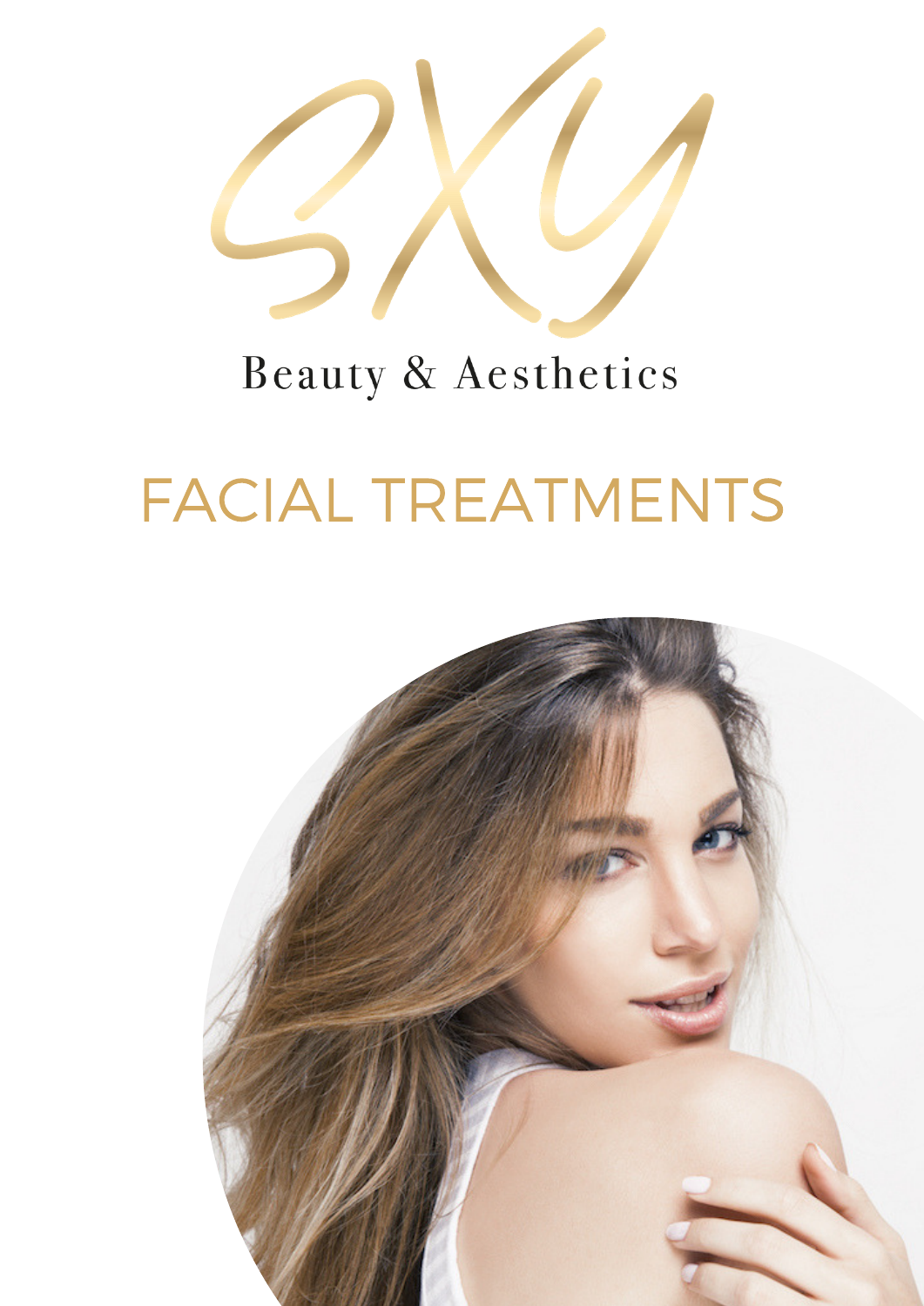# SXY

Beauty & Aesthetics

## FACIAL TREATMENTS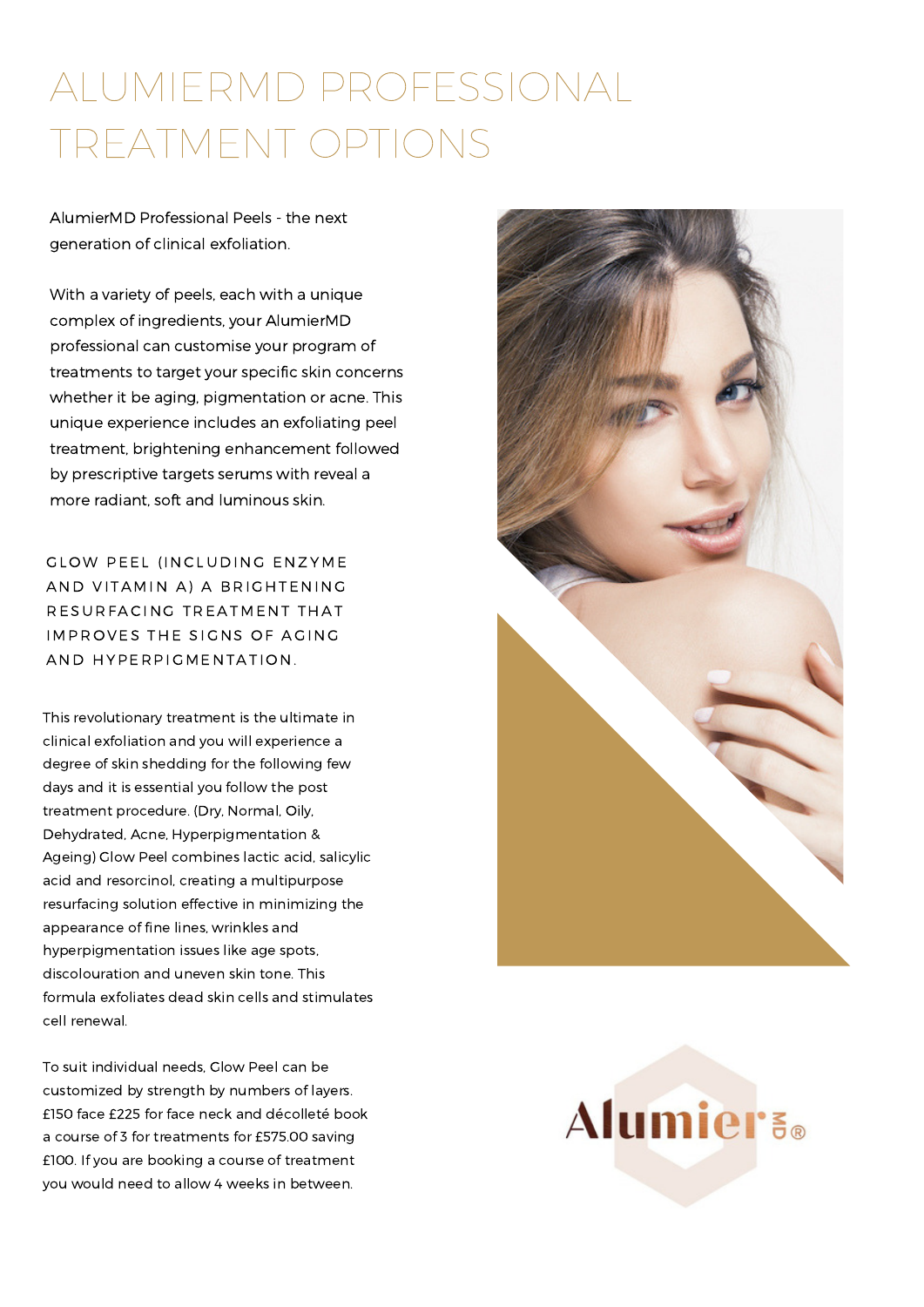# ALUMIERMD PROFESSIONAL TREATMENT OPTIONS

AlumierMD Professional Peels - the next generation of clinical exfoliation.

With a variety of peels, each with a unique complex of ingredients, your AlumierMD professional can customise your program of treatments to target your specific skin concerns whether it be aging, pigmentation or acne. This unique experience includes an exfoliating peel treatment, brightening enhancement followed by prescriptive targets serums with reveal a more radiant, soft and luminous skin.

## GLOW PEEL (INCLUDING ENZYME AND VITAMIN A) A BRIGHTENING RESURFACING TREATMENT THAT IMPROVES THE SIGNS OF AGING AND HYPERPIGMENTATION.

This revolutionary treatment is the ultimate in clinical exfoliation and you will experience a degree of skin shedding for the following few days and it is essential you follow the post treatment procedure. (Dry, Normal, Oily, Dehydrated, Acne, Hyperpigmentation & Ageing) Glow Peel combines lactic acid, salicylic acid and resorcinol, creating a multipurpose resurfacing solution effective in minimizing the appearance of fine lines, wrinkles and hyperpigmentation issues like age spots, discolouration and uneven skin tone. This formula exfoliates dead skin cells and stimulates cell renewal.

To suit individual needs, Glow Peel can be customized by strength by numbers of layers. £150 face £225 for face neck and décolleté book a course of 3 for treatments for £575.00 saving £100. If you are booking a course of treatment you would need to allow 4 weeks in between.

AlumierMD®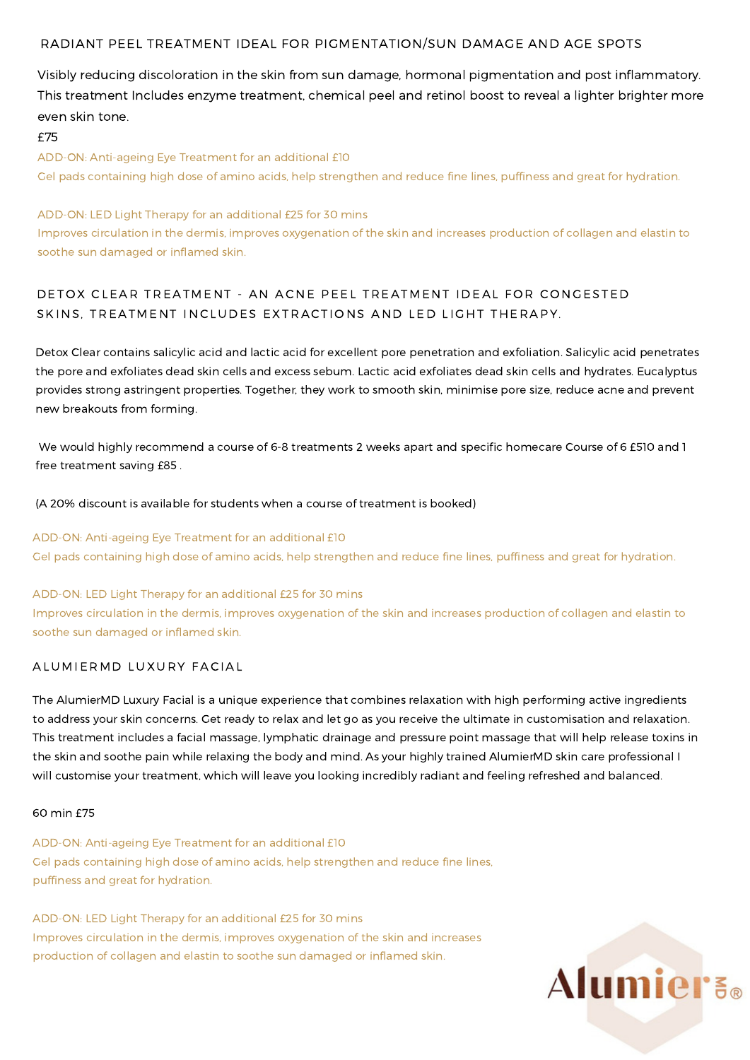## RADIANT PEEL TREATMENT IDEAL FOR PIGMENTATION/SUN DAMAGE AND AGE SPOTS

Visibly reducing discoloration in the skin from sun damage, hormonal pigmentation and post inflammatory. This treatment Includes enzyme treatment, chemical peel and retinol boost to reveal a lighter brighter more even skin tone.

£75

ADD-ON: Anti-ageing Eye Treatment for an additional £10
Gel pads containing high dose of amino acids, help strengthen and reduce fine lines, puffiness and great for hydration.

ADD-ON: LED Light Therapy for an additional £25 for 30 mins
Improves circulation in the dermis, improves oxygenation of the skin and increases production of collagen and elastin to soothe sun damaged or inflamed skin.

## DETOX CLEAR TREATMENT - AN ACNE PEEL TREATMENT IDEAL FOR CONGESTED SKINS, TREATMENT INCLUDES EXTRACTIONS AND LED LIGHT THERAPY.

Detox Clear contains salicylic acid and lactic acid for excellent pore penetration and exfoliation. Salicylic acid penetrates the pore and exfoliates dead skin cells and excess sebum. Lactic acid exfoliates dead skin cells and hydrates. Eucalyptus provides strong astringent properties. Together, they work to smooth skin, minimise pore size, reduce acne and prevent new breakouts from forming.

We would highly recommend a course of 6-8 treatments 2 weeks apart and specific homecare Course of 6 £510 and 1 free treatment saving £85 .

(A 20% discount is available for students when a course of treatment is booked)

ADD-ON: Anti-ageing Eye Treatment for an additional £10
Gel pads containing high dose of amino acids, help strengthen and reduce fine lines, puffiness and great for hydration.

ADD-ON: LED Light Therapy for an additional £25 for 30 mins
Improves circulation in the dermis, improves oxygenation of the skin and increases production of collagen and elastin to soothe sun damaged or inflamed skin.

## ALUMIERMD LUXURY FACIAL

The AlumierMD Luxury Facial is a unique experience that combines relaxation with high performing active ingredients to address your skin concerns. Get ready to relax and let go as you receive the ultimate in customisation and relaxation. This treatment includes a facial massage, lymphatic drainage and pressure point massage that will help release toxins in the skin and soothe pain while relaxing the body and mind. As your highly trained AlumierMD skin care professional I will customise your treatment, which will leave you looking incredibly radiant and feeling refreshed and balanced.

60 min £75

ADD-ON: Anti-ageing Eye Treatment for an additional £10
Gel pads containing high dose of amino acids, help strengthen and reduce fine lines, puffiness and great for hydration.

ADD-ON: LED Light Therapy for an additional £25 for 30 mins
Improves circulation in the dermis, improves oxygenation of the skin and increases production of collagen and elastin to soothe sun damaged or inflamed skin.

AlumierMD®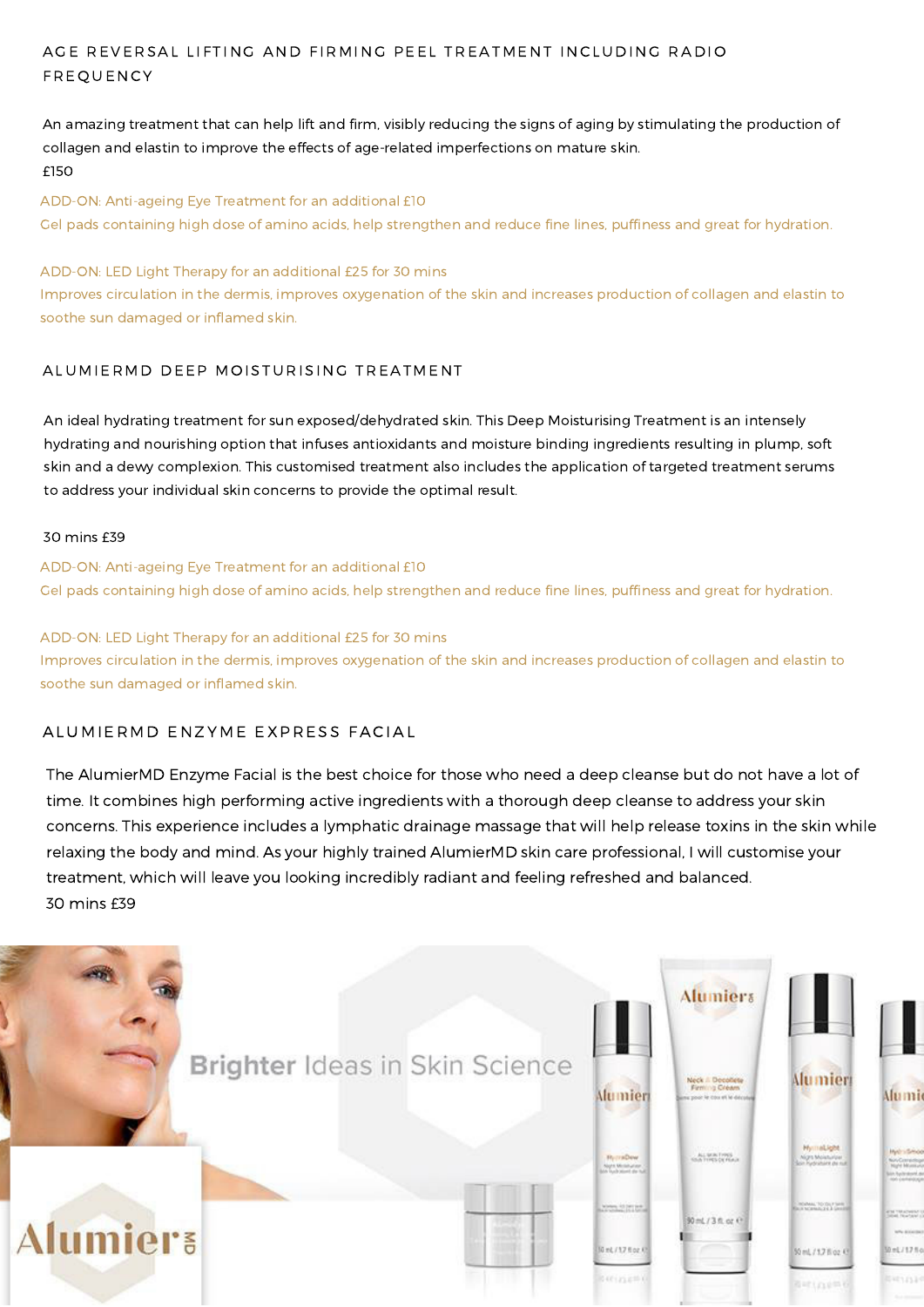## AGE REVERSAL LIFTING AND FIRMING PEEL TREATMENT INCLUDING RADIO FREQUENCY

An amazing treatment that can help lift and firm, visibly reducing the signs of aging by stimulating the production of collagen and elastin to improve the effects of age-related imperfections on mature skin.
£150

ADD-ON: Anti-ageing Eye Treatment for an additional £10
Gel pads containing high dose of amino acids, help strengthen and reduce fine lines, puffiness and great for hydration.

ADD-ON: LED Light Therapy for an additional £25 for 30 mins
Improves circulation in the dermis, improves oxygenation of the skin and increases production of collagen and elastin to soothe sun damaged or inflamed skin.

## ALUMIERMD DEEP MOISTURISING TREATMENT

An ideal hydrating treatment for sun exposed/dehydrated skin. This Deep Moisturising Treatment is an intensely hydrating and nourishing option that infuses antioxidants and moisture binding ingredients resulting in plump, soft skin and a dewy complexion. This customised treatment also includes the application of targeted treatment serums to address your individual skin concerns to provide the optimal result.

30 mins £39

ADD-ON: Anti-ageing Eye Treatment for an additional £10
Gel pads containing high dose of amino acids, help strengthen and reduce fine lines, puffiness and great for hydration.

ADD-ON: LED Light Therapy for an additional £25 for 30 mins
Improves circulation in the dermis, improves oxygenation of the skin and increases production of collagen and elastin to soothe sun damaged or inflamed skin.

## ALUMIERMD ENZYME EXPRESS FACIAL

The AlumierMD Enzyme Facial is the best choice for those who need a deep cleanse but do not have a lot of time. It combines high performing active ingredients with a thorough deep cleanse to address your skin concerns. This experience includes a lymphatic drainage massage that will help release toxins in the skin while relaxing the body and mind. As your highly trained AlumierMD skin care professional, I will customise your treatment, which will leave you looking incredibly radiant and feeling refreshed and balanced.
30 mins £39

Brighter Ideas in Skin Science

AlumierMD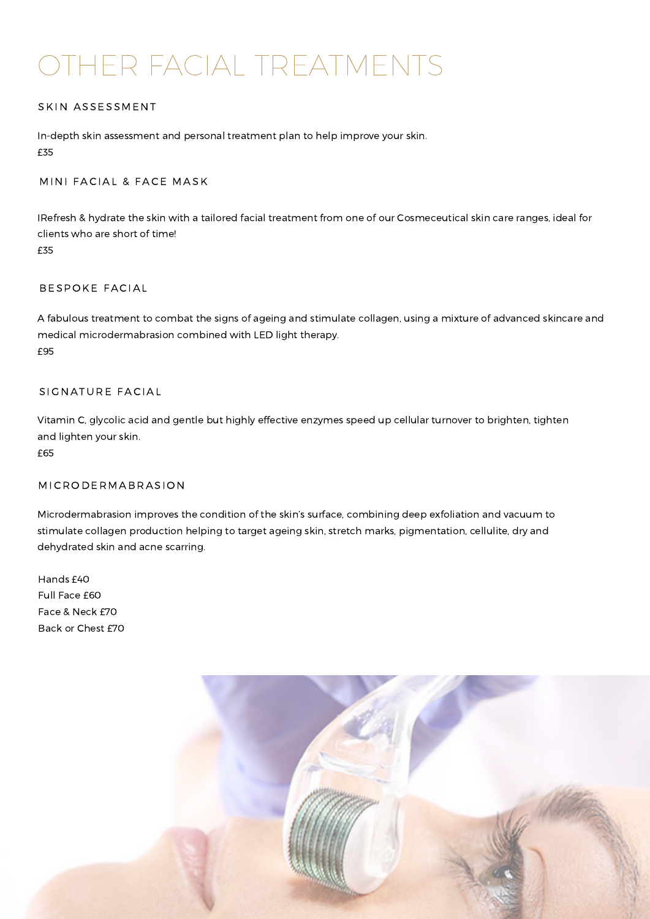# OTHER FACIAL TREATMENTS

## SKIN ASSESSMENT

In-depth skin assessment and personal treatment plan to help improve your skin.
£35

## MINI FACIAL & FACE MASK

IRefresh & hydrate the skin with a tailored facial treatment from one of our Cosmeceutical skin care ranges, ideal for clients who are short of time!
£35

## BESPOKE FACIAL

A fabulous treatment to combat the signs of ageing and stimulate collagen, using a mixture of advanced skincare and medical microdermabrasion combined with LED light therapy.
£95

## SIGNATURE FACIAL

Vitamin C, glycolic acid and gentle but highly effective enzymes speed up cellular turnover to brighten, tighten and lighten your skin.
£65

## MICRODERMABRASION

Microdermabrasion improves the condition of the skin's surface, combining deep exfoliation and vacuum to stimulate collagen production helping to target ageing skin, stretch marks, pigmentation, cellulite, dry and dehydrated skin and acne scarring.

Hands £40
Full Face £60
Face & Neck £70
Back or Chest £70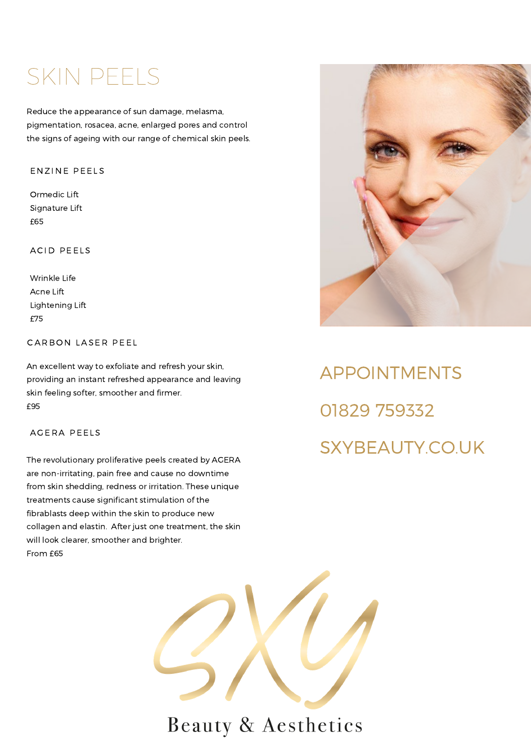# SKIN PEELS

Reduce the appearance of sun damage, melasma, pigmentation, rosacea, acne, enlarged pores and control the signs of ageing with our range of chemical skin peels.

## ENZINE PEELS

Ormedic Lift
Signature Lift
£65

## ACID PEELS

Wrinkle Life
Acne Lift
Lightening Lift
£75

## CARBON LASER PEEL

An excellent way to exfoliate and refresh your skin, providing an instant refreshed appearance and leaving skin feeling softer, smoother and firmer.
£95

## AGERA PEELS

The revolutionary proliferative peels created by AGERA are non-irritating, pain free and cause no downtime from skin shedding, redness or irritation. These unique treatments cause significant stimulation of the fibrablasts deep within the skin to produce new collagen and elastin. After just one treatment, the skin will look clearer, smoother and brighter.
From £65

## APPOINTMENTS

01829 759332

SXYBEAUTY.CO.UK

SXY
Beauty & Aesthetics